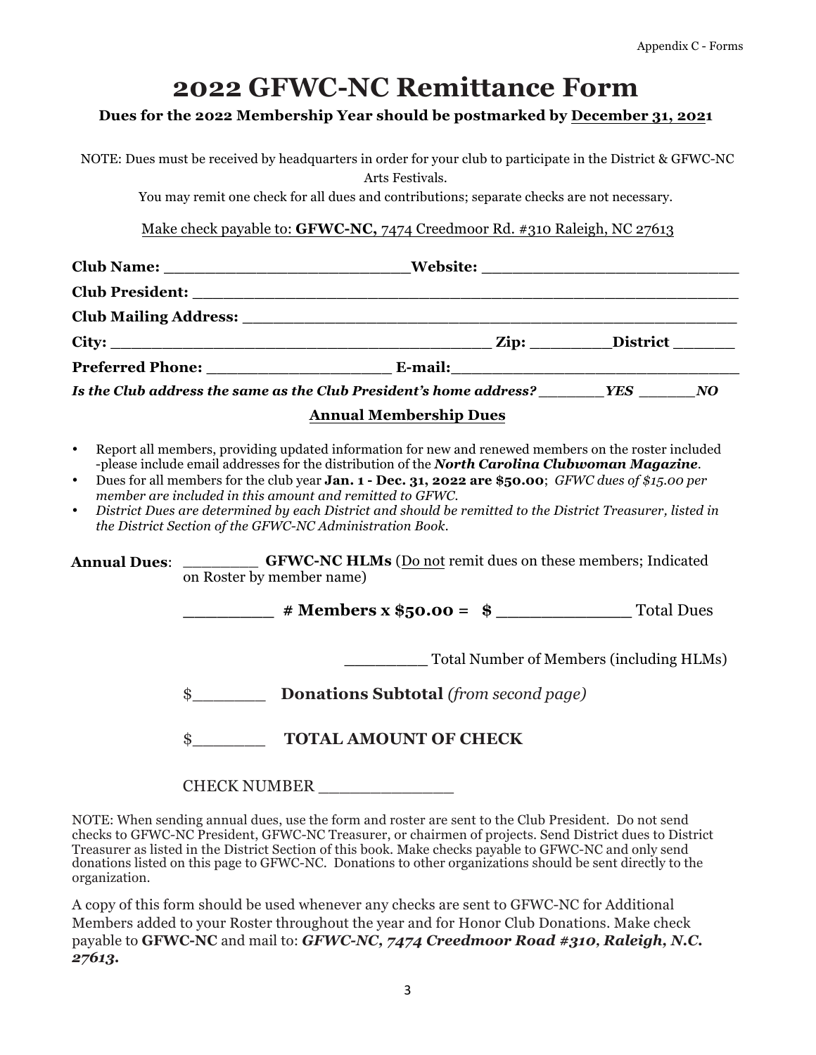# 2022 GFWC-NC Remittance Form

**Dues for the 2022 Membership Year should be postmarked by December 31, 2021**

NOTE: Dues must be received by headquarters in order for your club to participate in the District & GFWC-NC Arts Festivals.

You may remit one check for all dues and contributions; separate checks are not necessary.

Make check payable to: **GFWC-NC,** 7474 Creedmoor Rd. #310 Raleigh, NC 27613

**Club Name:** ________________________ **Website:** ________________________

**Club President:** ______________________________________________________

**Club Mailing Address:** _________________________________________________

**City:** ____________________________________ **Zip:** ________ **District** ______

**Preferred Phone:** __________________ **E-mail:** ____________________________

***Is the Club address the same as the Club President's home address?*** _______ ***YES*** ______ ***NO***

## Annual Membership Dues

- Report all members, providing updated information for new and renewed members on the roster included -please include email addresses for the distribution of the ***North Carolina Clubwoman Magazine***.
- Dues for all members for the club year **Jan. 1 - Dec. 31, 2022 are $50.00**; *GFWC dues of $15.00 per member are included in this amount and remitted to GFWC.*
- *District Dues are determined by each District and should be remitted to the District Treasurer, listed in the District Section of the GFWC-NC Administration Book.*

**Annual Dues**: ________ **GFWC-NC HLMs** (Do not remit dues on these members; Indicated on Roster by member name)

________ **# Members x $50.00 = $** ____________ Total Dues

________ Total Number of Members (including HLMs)

$_______ **Donations Subtotal** *(from second page)*

$_______ **TOTAL AMOUNT OF CHECK**

CHECK NUMBER ____________

NOTE: When sending annual dues, use the form and roster are sent to the Club President. Do not send checks to GFWC-NC President, GFWC-NC Treasurer, or chairmen of projects. Send District dues to District Treasurer as listed in the District Section of this book. Make checks payable to GFWC-NC and only send donations listed on this page to GFWC-NC. Donations to other organizations should be sent directly to the organization.

A copy of this form should be used whenever any checks are sent to GFWC-NC for Additional Members added to your Roster throughout the year and for Honor Club Donations. Make check payable to **GFWC-NC** and mail to: ***GFWC-NC, 7474 Creedmoor Road #310, Raleigh, N.C. 27613.***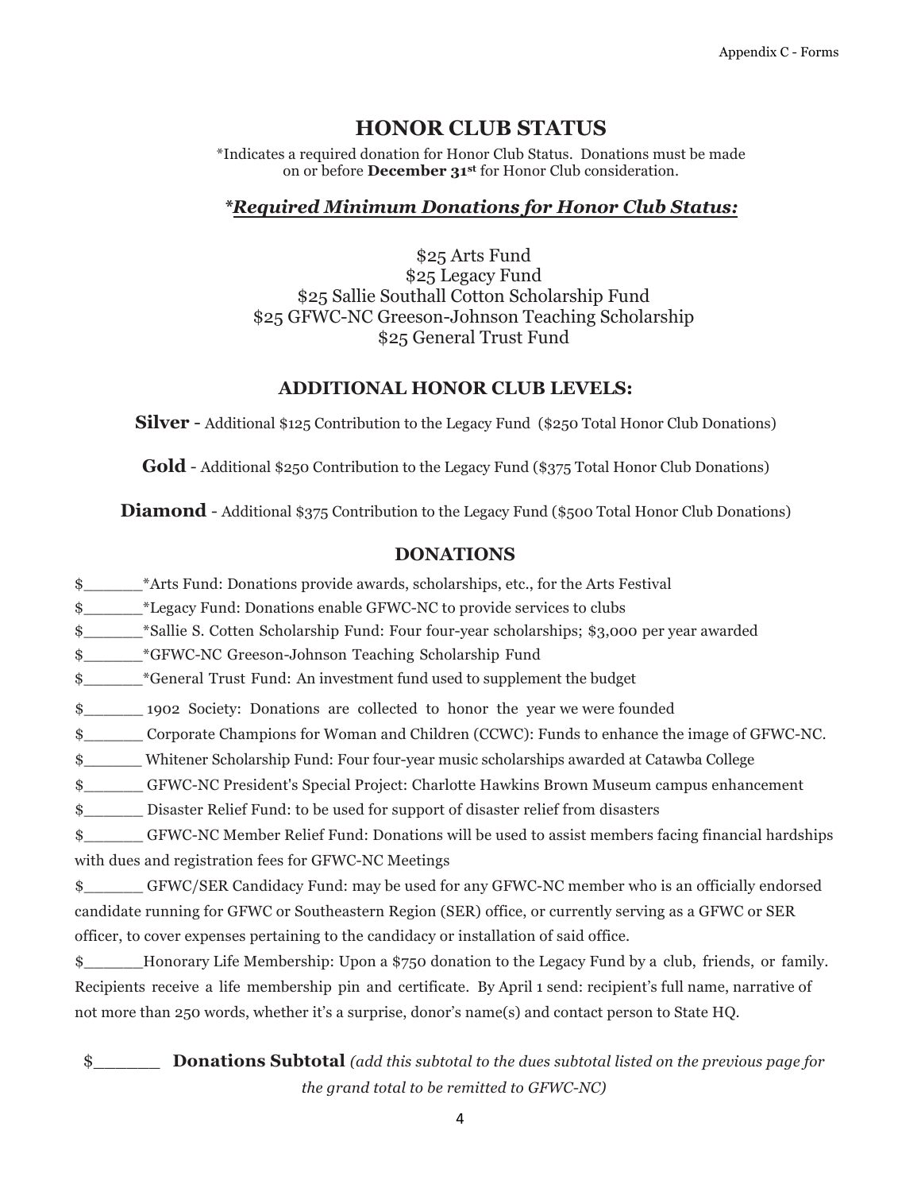## HONOR CLUB STATUS

*Indicates a required donation for Honor Club Status. Donations must be made on or before **December 31st** for Honor Club consideration.

### ****Required Minimum Donations for Honor Club Status:***

$25 Arts Fund
$25 Legacy Fund
$25 Sallie Southall Cotton Scholarship Fund
$25 GFWC-NC Greeson-Johnson Teaching Scholarship
$25 General Trust Fund

### ADDITIONAL HONOR CLUB LEVELS:

**Silver** - Additional $125 Contribution to the Legacy Fund ($250 Total Honor Club Donations)

**Gold** - Additional $250 Contribution to the Legacy Fund ($375 Total Honor Club Donations)

**Diamond** - Additional $375 Contribution to the Legacy Fund ($500 Total Honor Club Donations)

### DONATIONS

$______*Arts Fund: Donations provide awards, scholarships, etc., for the Arts Festival

$______*Legacy Fund: Donations enable GFWC-NC to provide services to clubs

$______*Sallie S. Cotten Scholarship Fund: Four four-year scholarships; $3,000 per year awarded

$______*GFWC-NC Greeson-Johnson Teaching Scholarship Fund

$______*General Trust Fund: An investment fund used to supplement the budget

$______ 1902 Society: Donations are collected to honor the year we were founded

$______ Corporate Champions for Woman and Children (CCWC): Funds to enhance the image of GFWC-NC.

$______ Whitener Scholarship Fund: Four four-year music scholarships awarded at Catawba College

$______ GFWC-NC President's Special Project: Charlotte Hawkins Brown Museum campus enhancement

$______ Disaster Relief Fund: to be used for support of disaster relief from disasters

$______ GFWC-NC Member Relief Fund: Donations will be used to assist members facing financial hardships with dues and registration fees for GFWC-NC Meetings

$______ GFWC/SER Candidacy Fund: may be used for any GFWC-NC member who is an officially endorsed candidate running for GFWC or Southeastern Region (SER) office, or currently serving as a GFWC or SER officer, to cover expenses pertaining to the candidacy or installation of said office.

$______Honorary Life Membership: Upon a $750 donation to the Legacy Fund by a club, friends, or family. Recipients receive a life membership pin and certificate. By April 1 send: recipient's full name, narrative of not more than 250 words, whether it's a surprise, donor's name(s) and contact person to State HQ.

$______ **Donations Subtotal** *(add this subtotal to the dues subtotal listed on the previous page for the grand total to be remitted to GFWC-NC)*